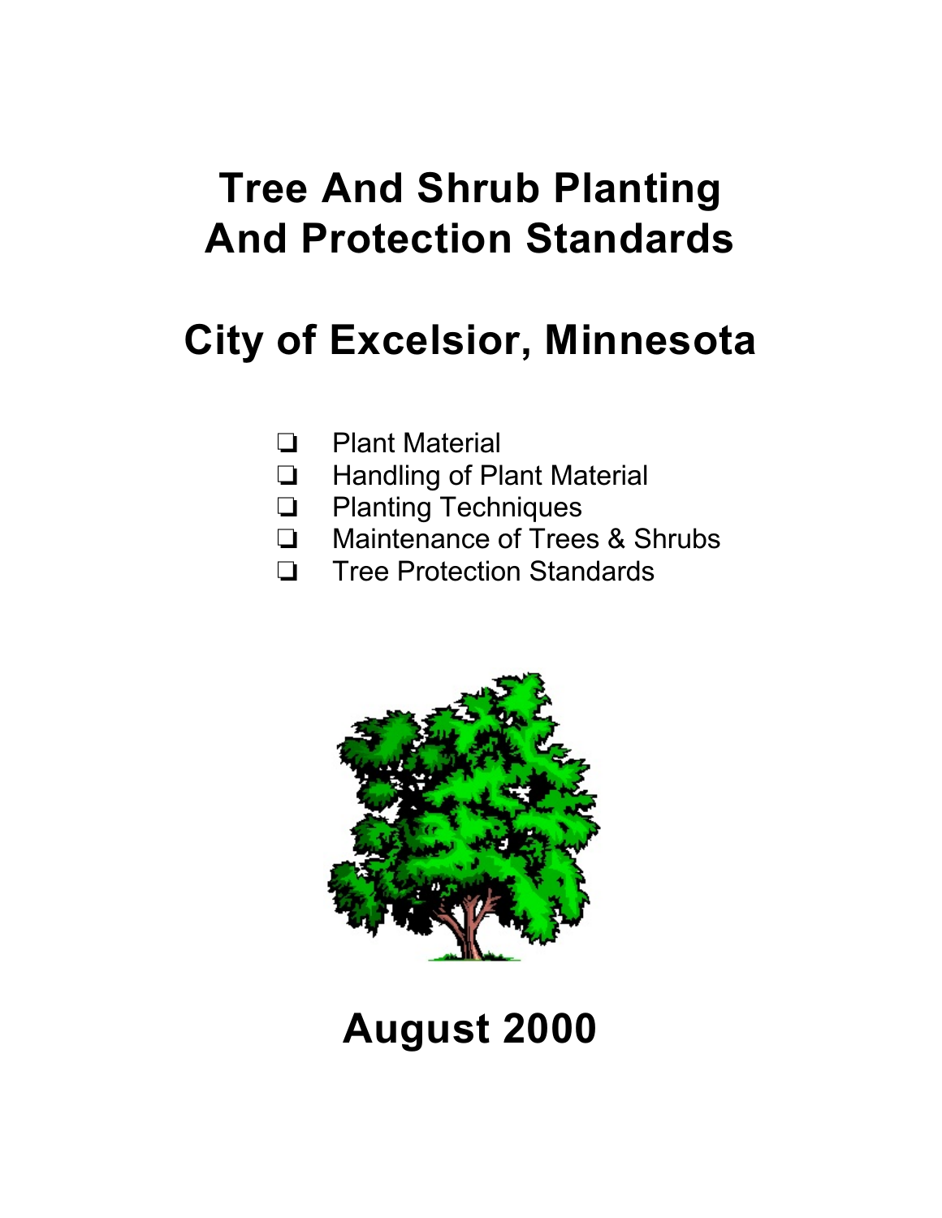# Tree And Shrub Planting And Protection Standards

# City of Excelsior, Minnesota

- ❏ Plant Material
- ❏ Handling of Plant Material
- ❏ Planting Techniques
- ❏ Maintenance of Trees & Shrubs
- ❏ Tree Protection Standards

## August 2000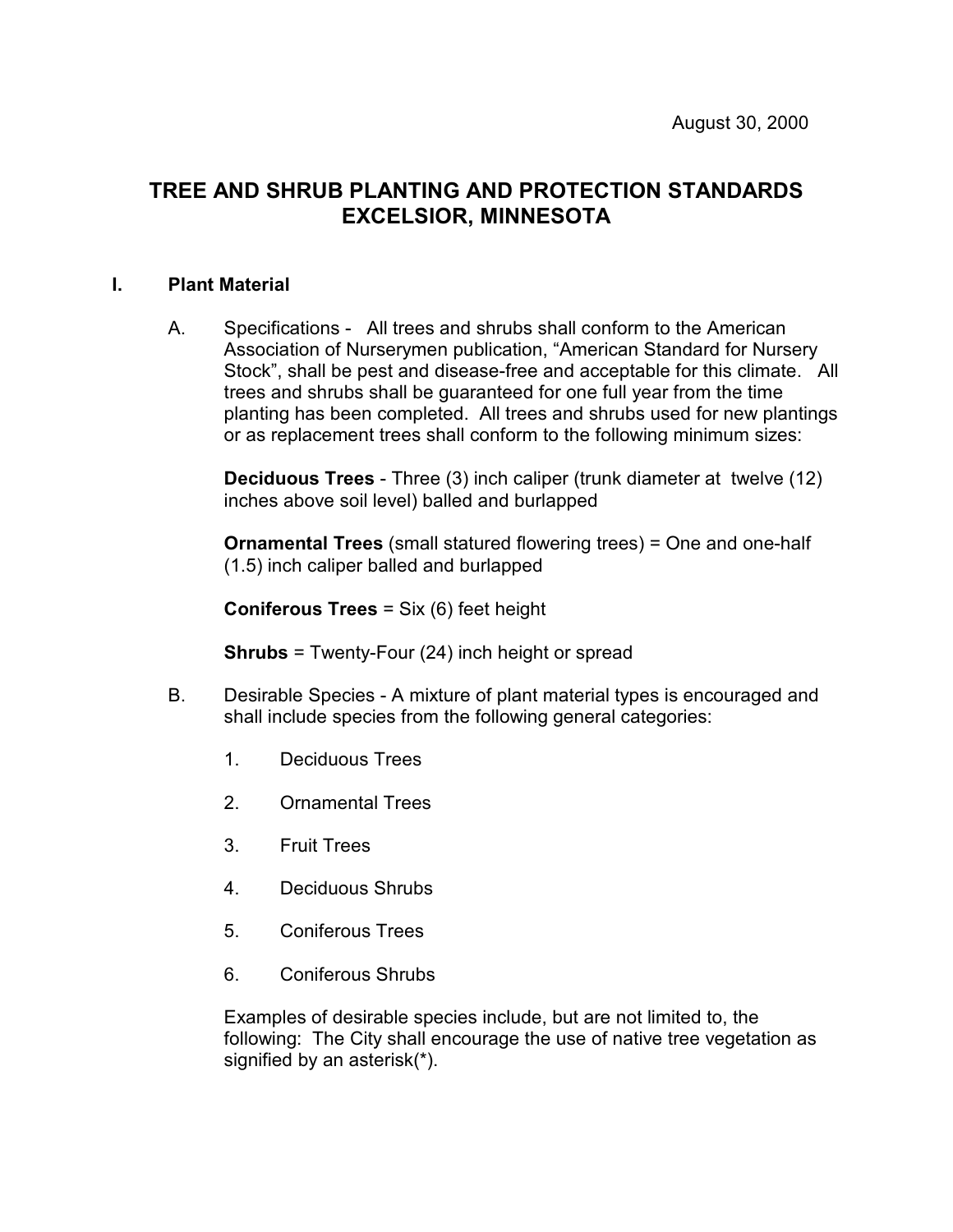August 30, 2000

# TREE AND SHRUB PLANTING AND PROTECTION STANDARDS EXCELSIOR, MINNESOTA

## I. Plant Material

A. Specifications - All trees and shrubs shall conform to the American Association of Nurserymen publication, "American Standard for Nursery Stock", shall be pest and disease-free and acceptable for this climate. All trees and shrubs shall be guaranteed for one full year from the time planting has been completed. All trees and shrubs used for new plantings or as replacement trees shall conform to the following minimum sizes:

**Deciduous Trees** - Three (3) inch caliper (trunk diameter at twelve (12) inches above soil level) balled and burlapped

**Ornamental Trees** (small statured flowering trees) = One and one-half (1.5) inch caliper balled and burlapped

**Coniferous Trees** = Six (6) feet height

**Shrubs** = Twenty-Four (24) inch height or spread

B. Desirable Species - A mixture of plant material types is encouraged and shall include species from the following general categories:

1. Deciduous Trees
2. Ornamental Trees
3. Fruit Trees
4. Deciduous Shrubs
5. Coniferous Trees
6. Coniferous Shrubs

Examples of desirable species include, but are not limited to, the following: The City shall encourage the use of native tree vegetation as signified by an asterisk(*).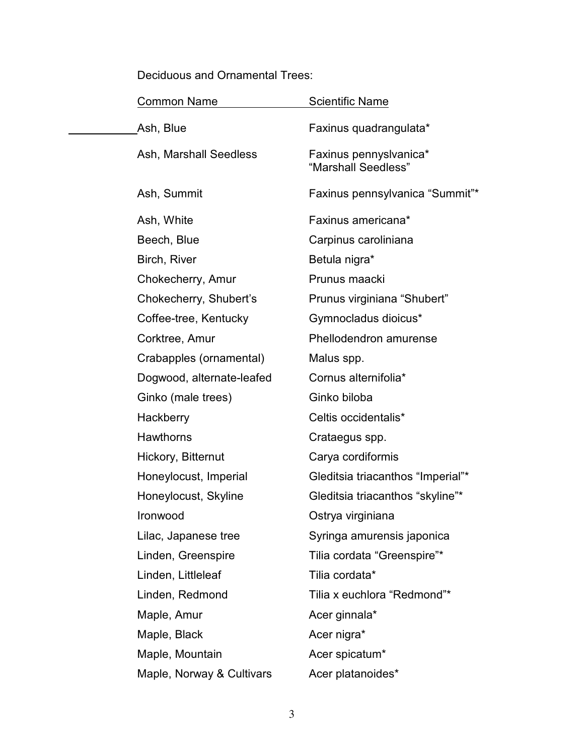Deciduous and Ornamental Trees:

| Common Name | Scientific Name |
| --- | --- |
| Ash, Blue | Faxinus quadrangulata* |
| Ash, Marshall Seedless | Faxinus pennyslvanica* “Marshall Seedless” |
| Ash, Summit | Faxinus pennsylvanica “Summit”* |
| Ash, White | Faxinus americana* |
| Beech, Blue | Carpinus caroliniana |
| Birch, River | Betula nigra* |
| Chokecherry, Amur | Prunus maacki |
| Chokecherry, Shubert’s | Prunus virginiana “Shubert” |
| Coffee-tree, Kentucky | Gymnocladus dioicus* |
| Corktree, Amur | Phellodendron amurense |
| Crabapples (ornamental) | Malus spp. |
| Dogwood, alternate-leafed | Cornus alternifolia* |
| Ginko (male trees) | Ginko biloba |
| Hackberry | Celtis occidentalis* |
| Hawthorns | Crataegus spp. |
| Hickory, Bitternut | Carya cordiformis |
| Honeylocust, Imperial | Gleditsia triacanthos “Imperial”* |
| Honeylocust, Skyline | Gleditsia triacanthos “skyline”* |
| Ironwood | Ostrya virginiana |
| Lilac, Japanese tree | Syringa amurensis japonica |
| Linden, Greenspire | Tilia cordata “Greenspire”* |
| Linden, Littleleaf | Tilia cordata* |
| Linden, Redmond | Tilia x euchlora “Redmond”* |
| Maple, Amur | Acer ginnala* |
| Maple, Black | Acer nigra* |
| Maple, Mountain | Acer spicatum* |
| Maple, Norway & Cultivars | Acer platanoides* |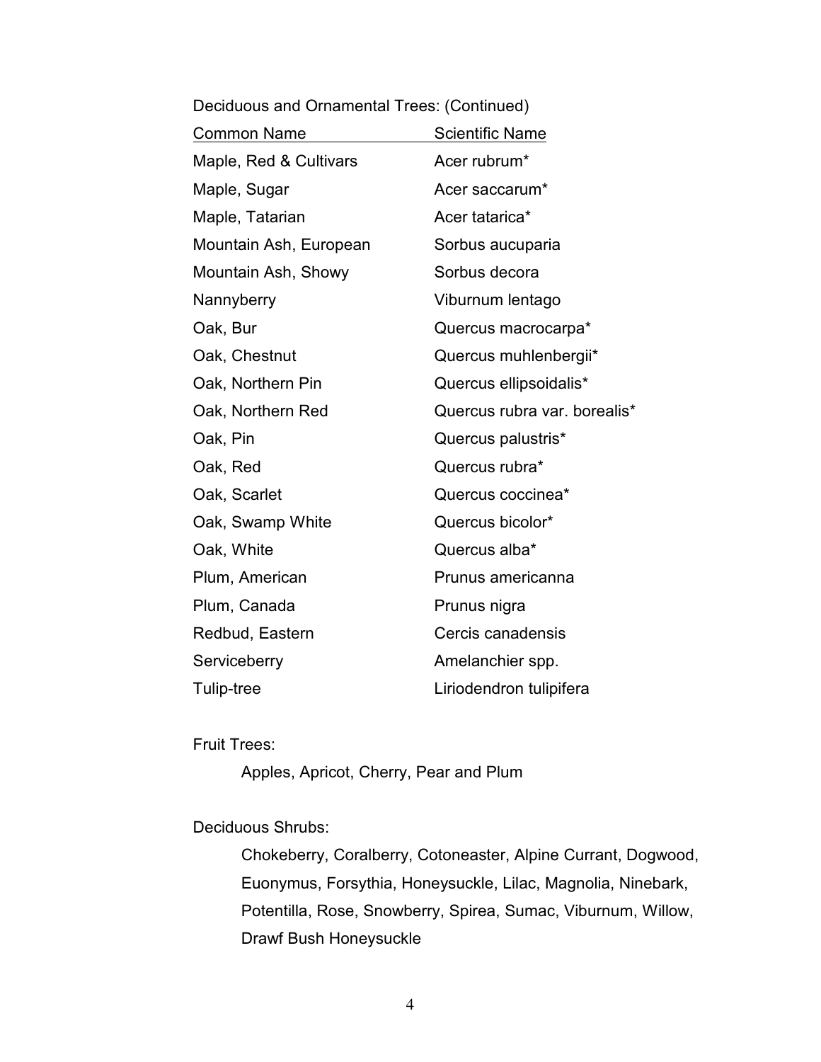Deciduous and Ornamental Trees: (Continued)

| Common Name | Scientific Name |
| --- | --- |
| Maple, Red & Cultivars | Acer rubrum* |
| Maple, Sugar | Acer saccarum* |
| Maple, Tatarian | Acer tatarica* |
| Mountain Ash, European | Sorbus aucuparia |
| Mountain Ash, Showy | Sorbus decora |
| Nannyberry | Viburnum lentago |
| Oak, Bur | Quercus macrocarpa* |
| Oak, Chestnut | Quercus muhlenbergii* |
| Oak, Northern Pin | Quercus ellipsoidalis* |
| Oak, Northern Red | Quercus rubra var. borealis* |
| Oak, Pin | Quercus palustris* |
| Oak, Red | Quercus rubra* |
| Oak, Scarlet | Quercus coccinea* |
| Oak, Swamp White | Quercus bicolor* |
| Oak, White | Quercus alba* |
| Plum, American | Prunus americanna |
| Plum, Canada | Prunus nigra |
| Redbud, Eastern | Cercis canadensis |
| Serviceberry | Amelanchier spp. |
| Tulip-tree | Liriodendron tulipifera |

Fruit Trees:

Apples, Apricot, Cherry, Pear and Plum

Deciduous Shrubs:

Chokeberry, Coralberry, Cotoneaster, Alpine Currant, Dogwood, Euonymus, Forsythia, Honeysuckle, Lilac, Magnolia, Ninebark, Potentilla, Rose, Snowberry, Spirea, Sumac, Viburnum, Willow, Drawf Bush Honeysuckle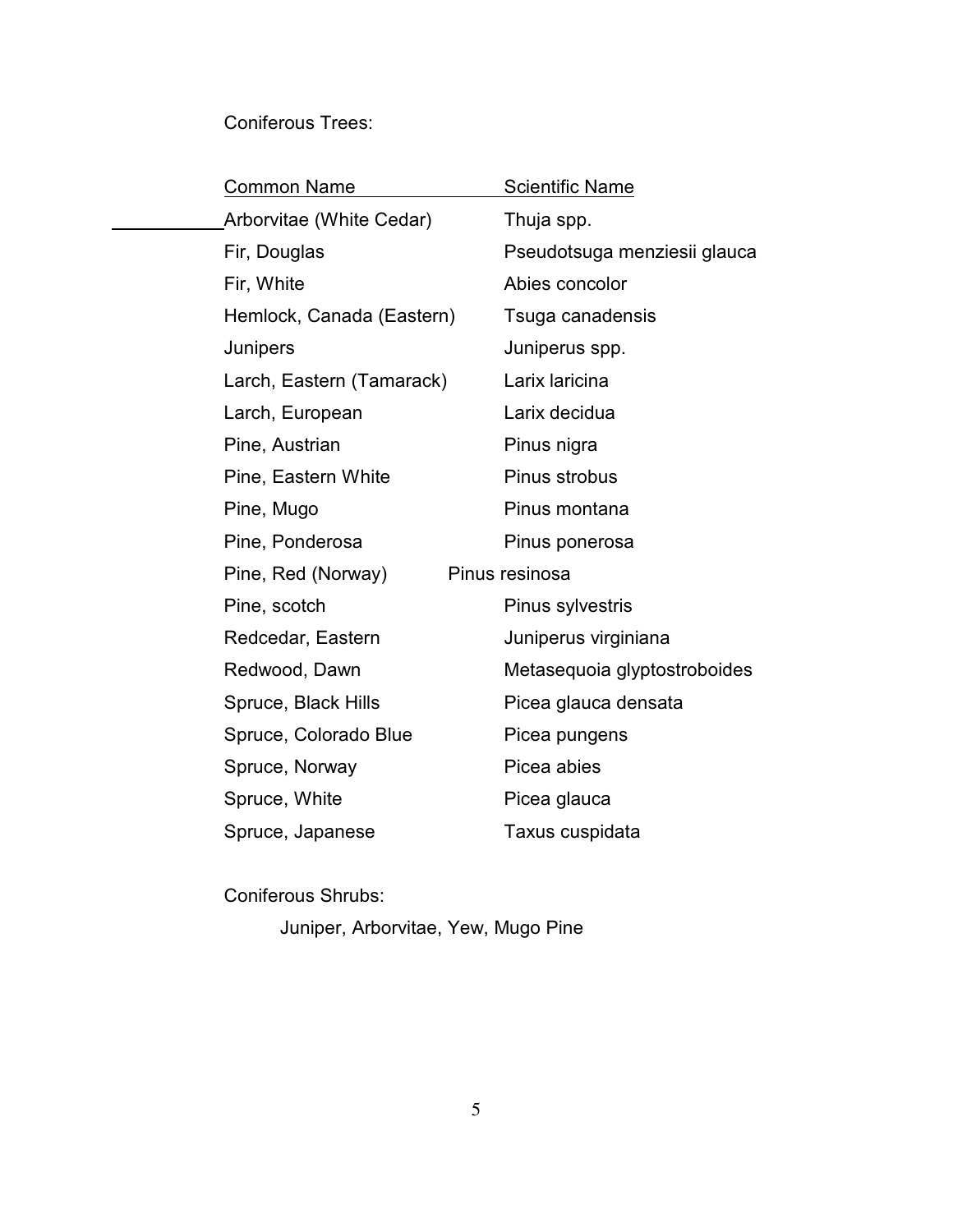Coniferous Trees:

| Common Name | Scientific Name |
| --- | --- |
| Arborvitae (White Cedar) | Thuja spp. |
| Fir, Douglas | Pseudotsuga menziesii glauca |
| Fir, White | Abies concolor |
| Hemlock, Canada (Eastern) | Tsuga canadensis |
| Junipers | Juniperus spp. |
| Larch, Eastern (Tamarack) | Larix laricina |
| Larch, European | Larix decidua |
| Pine, Austrian | Pinus nigra |
| Pine, Eastern White | Pinus strobus |
| Pine, Mugo | Pinus montana |
| Pine, Ponderosa | Pinus ponerosa |
| Pine, Red (Norway) | Pinus resinosa |
| Pine, scotch | Pinus sylvestris |
| Redcedar, Eastern | Juniperus virginiana |
| Redwood, Dawn | Metasequoia glyptostroboides |
| Spruce, Black Hills | Picea glauca densata |
| Spruce, Colorado Blue | Picea pungens |
| Spruce, Norway | Picea abies |
| Spruce, White | Picea glauca |
| Spruce, Japanese | Taxus cuspidata |

Coniferous Shrubs:

Juniper, Arborvitae, Yew, Mugo Pine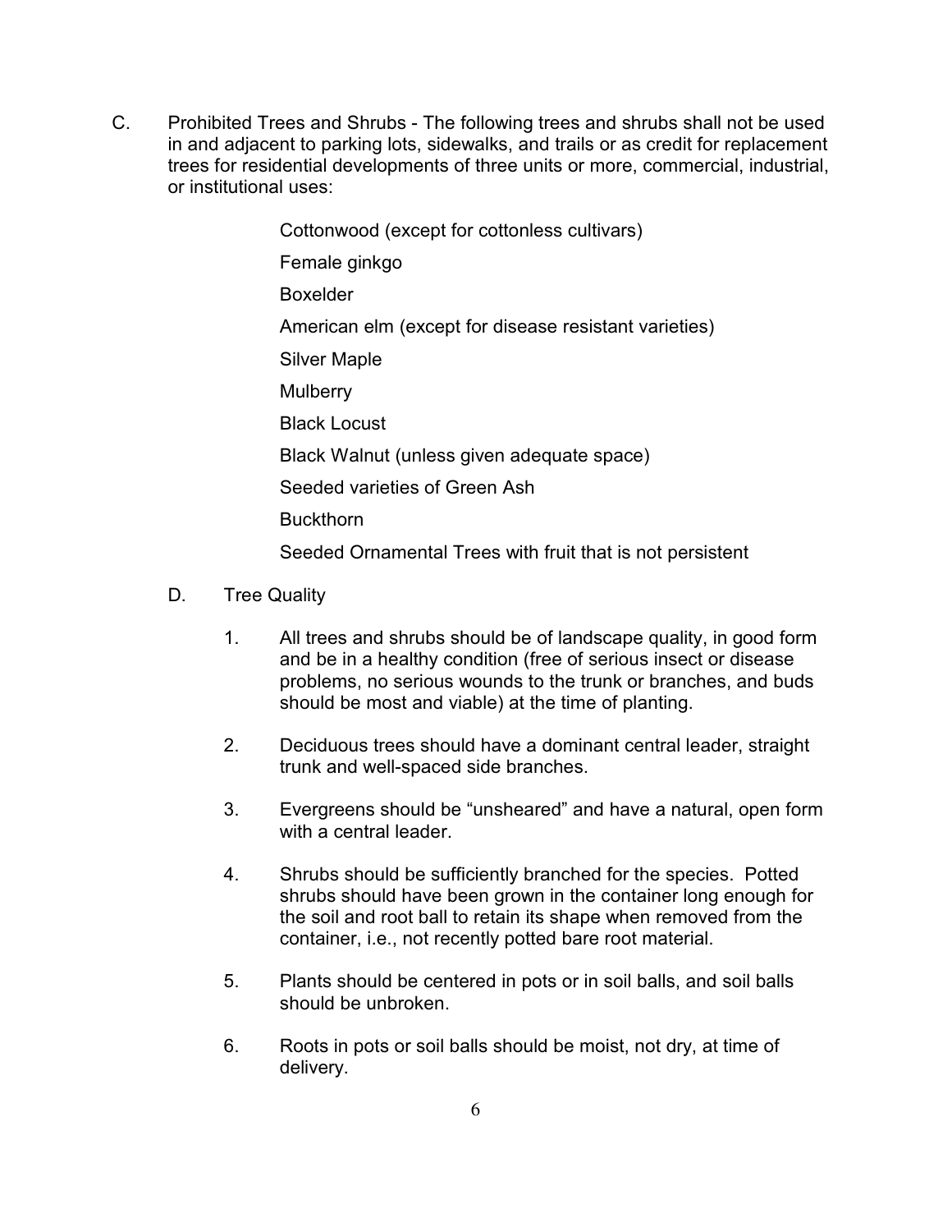C. Prohibited Trees and Shrubs - The following trees and shrubs shall not be used in and adjacent to parking lots, sidewalks, and trails or as credit for replacement trees for residential developments of three units or more, commercial, industrial, or institutional uses:

Cottonwood (except for cottonless cultivars)

Female ginkgo

Boxelder

American elm (except for disease resistant varieties)

Silver Maple

Mulberry

Black Locust

Black Walnut (unless given adequate space)

Seeded varieties of Green Ash

Buckthorn

Seeded Ornamental Trees with fruit that is not persistent

D. Tree Quality

1. All trees and shrubs should be of landscape quality, in good form and be in a healthy condition (free of serious insect or disease problems, no serious wounds to the trunk or branches, and buds should be most and viable) at the time of planting.

2. Deciduous trees should have a dominant central leader, straight trunk and well-spaced side branches.

3. Evergreens should be "unsheared" and have a natural, open form with a central leader.

4. Shrubs should be sufficiently branched for the species. Potted shrubs should have been grown in the container long enough for the soil and root ball to retain its shape when removed from the container, i.e., not recently potted bare root material.

5. Plants should be centered in pots or in soil balls, and soil balls should be unbroken.

6. Roots in pots or soil balls should be moist, not dry, at time of delivery.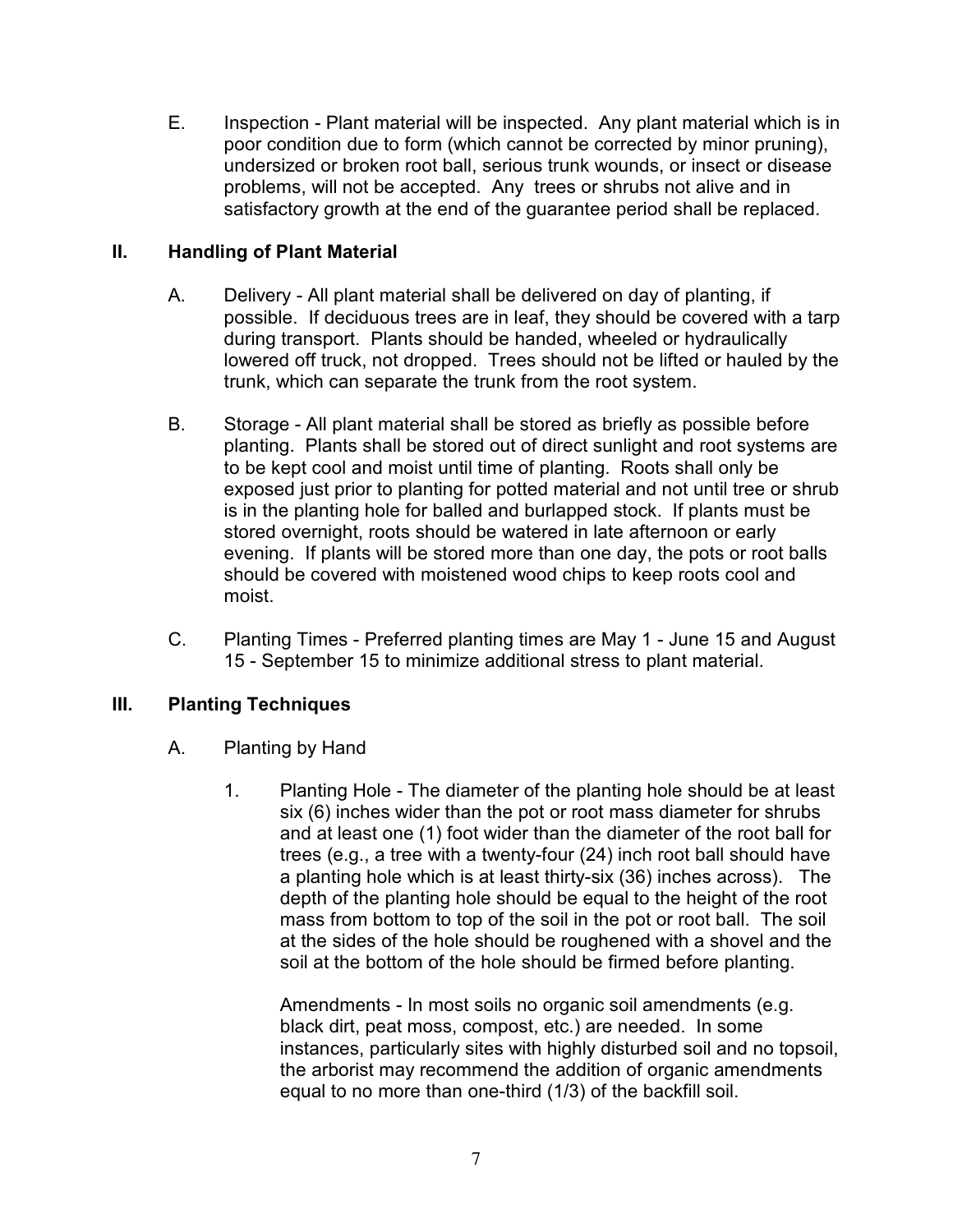E. Inspection - Plant material will be inspected. Any plant material which is in poor condition due to form (which cannot be corrected by minor pruning), undersized or broken root ball, serious trunk wounds, or insect or disease problems, will not be accepted. Any trees or shrubs not alive and in satisfactory growth at the end of the guarantee period shall be replaced.

## II. Handling of Plant Material

A. Delivery - All plant material shall be delivered on day of planting, if possible. If deciduous trees are in leaf, they should be covered with a tarp during transport. Plants should be handed, wheeled or hydraulically lowered off truck, not dropped. Trees should not be lifted or hauled by the trunk, which can separate the trunk from the root system.

B. Storage - All plant material shall be stored as briefly as possible before planting. Plants shall be stored out of direct sunlight and root systems are to be kept cool and moist until time of planting. Roots shall only be exposed just prior to planting for potted material and not until tree or shrub is in the planting hole for balled and burlapped stock. If plants must be stored overnight, roots should be watered in late afternoon or early evening. If plants will be stored more than one day, the pots or root balls should be covered with moistened wood chips to keep roots cool and moist.

C. Planting Times - Preferred planting times are May 1 - June 15 and August 15 - September 15 to minimize additional stress to plant material.

## III. Planting Techniques

A. Planting by Hand

1. Planting Hole - The diameter of the planting hole should be at least six (6) inches wider than the pot or root mass diameter for shrubs and at least one (1) foot wider than the diameter of the root ball for trees (e.g., a tree with a twenty-four (24) inch root ball should have a planting hole which is at least thirty-six (36) inches across). The depth of the planting hole should be equal to the height of the root mass from bottom to top of the soil in the pot or root ball. The soil at the sides of the hole should be roughened with a shovel and the soil at the bottom of the hole should be firmed before planting.

   Amendments - In most soils no organic soil amendments (e.g. black dirt, peat moss, compost, etc.) are needed. In some instances, particularly sites with highly disturbed soil and no topsoil, the arborist may recommend the addition of organic amendments equal to no more than one-third (1/3) of the backfill soil.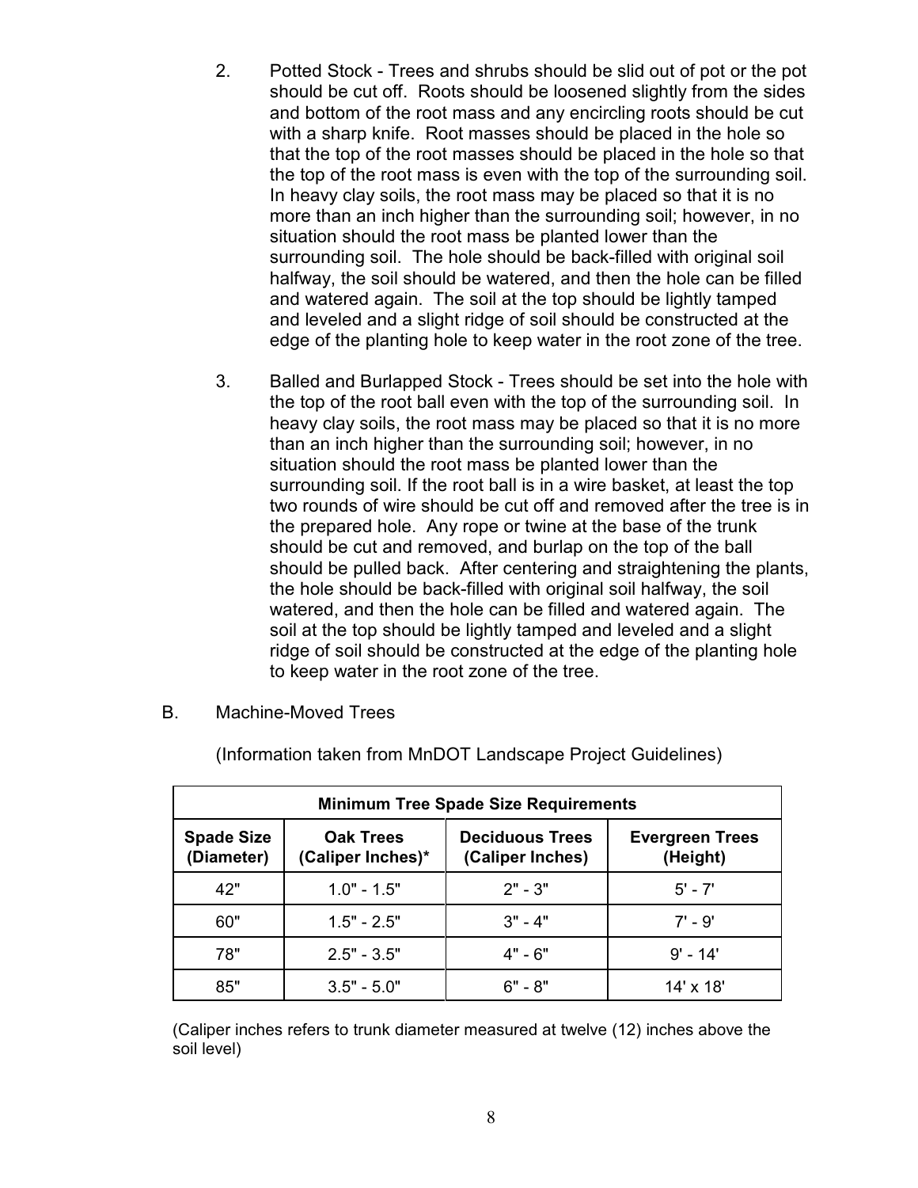2. Potted Stock - Trees and shrubs should be slid out of pot or the pot should be cut off. Roots should be loosened slightly from the sides and bottom of the root mass and any encircling roots should be cut with a sharp knife. Root masses should be placed in the hole so that the top of the root masses should be placed in the hole so that the top of the root mass is even with the top of the surrounding soil. In heavy clay soils, the root mass may be placed so that it is no more than an inch higher than the surrounding soil; however, in no situation should the root mass be planted lower than the surrounding soil. The hole should be back-filled with original soil halfway, the soil should be watered, and then the hole can be filled and watered again. The soil at the top should be lightly tamped and leveled and a slight ridge of soil should be constructed at the edge of the planting hole to keep water in the root zone of the tree.

3. Balled and Burlapped Stock - Trees should be set into the hole with the top of the root ball even with the top of the surrounding soil. In heavy clay soils, the root mass may be placed so that it is no more than an inch higher than the surrounding soil; however, in no situation should the root mass be planted lower than the surrounding soil. If the root ball is in a wire basket, at least the top two rounds of wire should be cut off and removed after the tree is in the prepared hole. Any rope or twine at the base of the trunk should be cut and removed, and burlap on the top of the ball should be pulled back. After centering and straightening the plants, the hole should be back-filled with original soil halfway, the soil watered, and then the hole can be filled and watered again. The soil at the top should be lightly tamped and leveled and a slight ridge of soil should be constructed at the edge of the planting hole to keep water in the root zone of the tree.

B. Machine-Moved Trees

(Information taken from MnDOT Landscape Project Guidelines)

| Minimum Tree Spade Size Requirements | | | |
|---|---|---|---|
| **Spade Size (Diameter)** | **Oak Trees (Caliper Inches)*** | **Deciduous Trees (Caliper Inches)** | **Evergreen Trees (Height)** |
| 42" | 1.0" - 1.5" | 2" - 3" | 5' - 7' |
| 60" | 1.5" - 2.5" | 3" - 4" | 7' - 9' |
| 78" | 2.5" - 3.5" | 4" - 6" | 9' - 14' |
| 85" | 3.5" - 5.0" | 6" - 8" | 14' x 18' |

(Caliper inches refers to trunk diameter measured at twelve (12) inches above the soil level)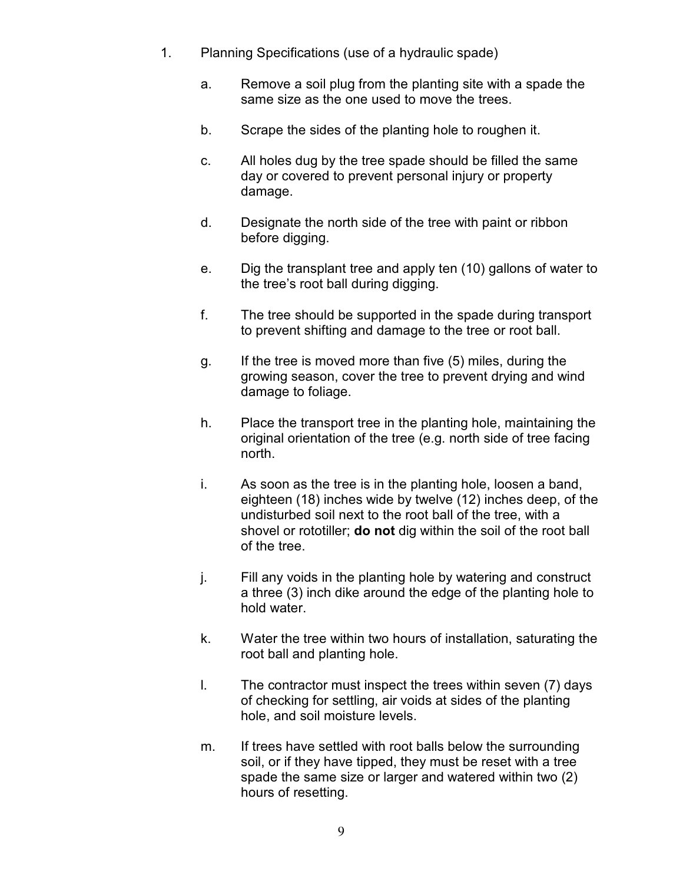1. Planning Specifications (use of a hydraulic spade)

    a. Remove a soil plug from the planting site with a spade the same size as the one used to move the trees.

    b. Scrape the sides of the planting hole to roughen it.

    c. All holes dug by the tree spade should be filled the same day or covered to prevent personal injury or property damage.

    d. Designate the north side of the tree with paint or ribbon before digging.

    e. Dig the transplant tree and apply ten (10) gallons of water to the tree's root ball during digging.

    f. The tree should be supported in the spade during transport to prevent shifting and damage to the tree or root ball.

    g. If the tree is moved more than five (5) miles, during the growing season, cover the tree to prevent drying and wind damage to foliage.

    h. Place the transport tree in the planting hole, maintaining the original orientation of the tree (e.g. north side of tree facing north.

    i. As soon as the tree is in the planting hole, loosen a band, eighteen (18) inches wide by twelve (12) inches deep, of the undisturbed soil next to the root ball of the tree, with a shovel or rototiller; **do not** dig within the soil of the root ball of the tree.

    j. Fill any voids in the planting hole by watering and construct a three (3) inch dike around the edge of the planting hole to hold water.

    k. Water the tree within two hours of installation, saturating the root ball and planting hole.

    l. The contractor must inspect the trees within seven (7) days of checking for settling, air voids at sides of the planting hole, and soil moisture levels.

    m. If trees have settled with root balls below the surrounding soil, or if they have tipped, they must be reset with a tree spade the same size or larger and watered within two (2) hours of resetting.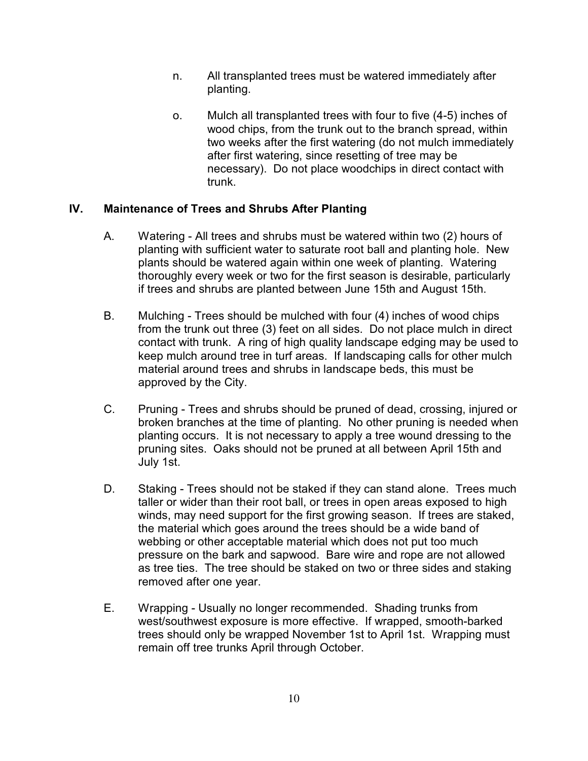n. All transplanted trees must be watered immediately after planting.

o. Mulch all transplanted trees with four to five (4-5) inches of wood chips, from the trunk out to the branch spread, within two weeks after the first watering (do not mulch immediately after first watering, since resetting of tree may be necessary). Do not place woodchips in direct contact with trunk.

## IV. Maintenance of Trees and Shrubs After Planting

A. Watering - All trees and shrubs must be watered within two (2) hours of planting with sufficient water to saturate root ball and planting hole. New plants should be watered again within one week of planting. Watering thoroughly every week or two for the first season is desirable, particularly if trees and shrubs are planted between June 15th and August 15th.

B. Mulching - Trees should be mulched with four (4) inches of wood chips from the trunk out three (3) feet on all sides. Do not place mulch in direct contact with trunk. A ring of high quality landscape edging may be used to keep mulch around tree in turf areas. If landscaping calls for other mulch material around trees and shrubs in landscape beds, this must be approved by the City.

C. Pruning - Trees and shrubs should be pruned of dead, crossing, injured or broken branches at the time of planting. No other pruning is needed when planting occurs. It is not necessary to apply a tree wound dressing to the pruning sites. Oaks should not be pruned at all between April 15th and July 1st.

D. Staking - Trees should not be staked if they can stand alone. Trees much taller or wider than their root ball, or trees in open areas exposed to high winds, may need support for the first growing season. If trees are staked, the material which goes around the trees should be a wide band of webbing or other acceptable material which does not put too much pressure on the bark and sapwood. Bare wire and rope are not allowed as tree ties. The tree should be staked on two or three sides and staking removed after one year.

E. Wrapping - Usually no longer recommended. Shading trunks from west/southwest exposure is more effective. If wrapped, smooth-barked trees should only be wrapped November 1st to April 1st. Wrapping must remain off tree trunks April through October.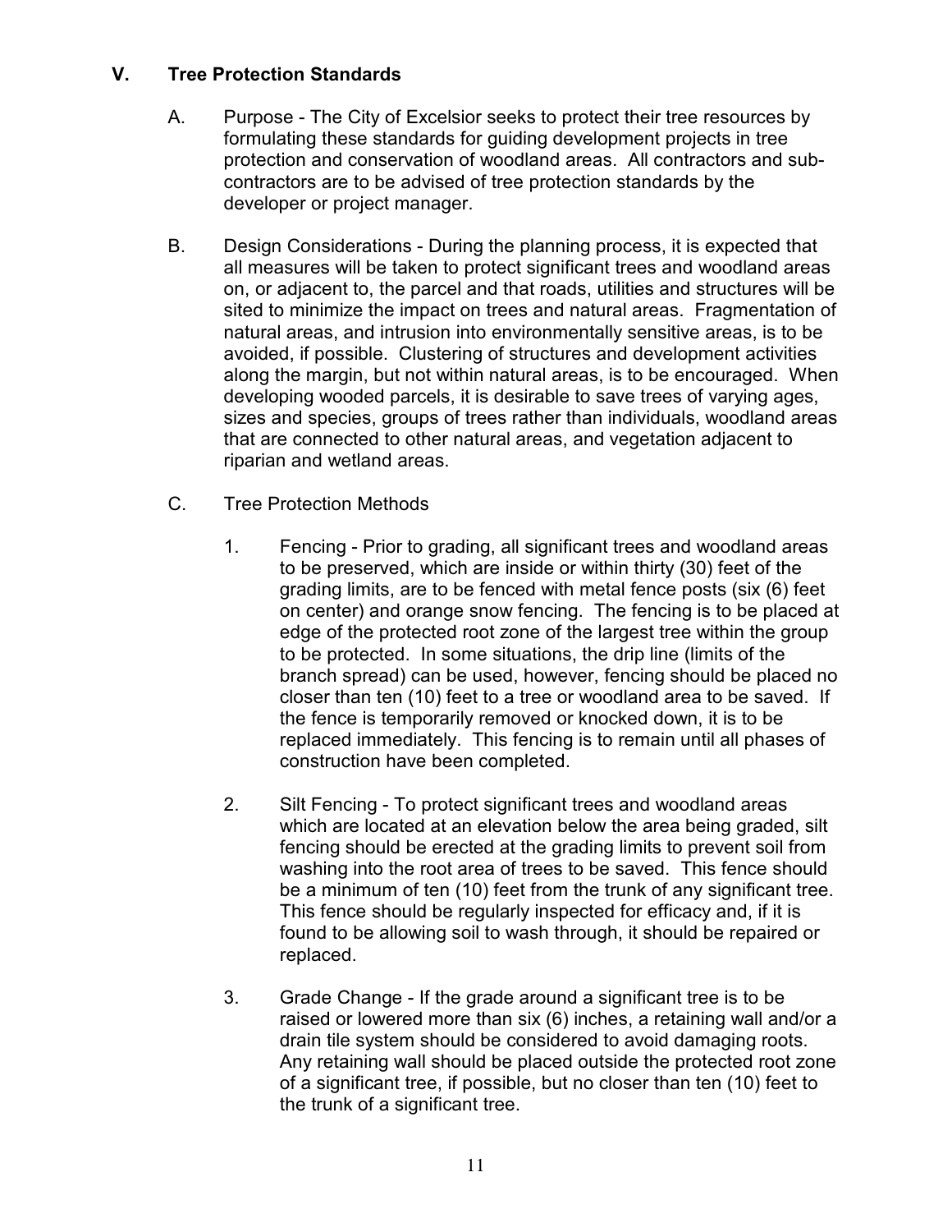## V. Tree Protection Standards

A. Purpose - The City of Excelsior seeks to protect their tree resources by formulating these standards for guiding development projects in tree protection and conservation of woodland areas. All contractors and sub-contractors are to be advised of tree protection standards by the developer or project manager.

B. Design Considerations - During the planning process, it is expected that all measures will be taken to protect significant trees and woodland areas on, or adjacent to, the parcel and that roads, utilities and structures will be sited to minimize the impact on trees and natural areas. Fragmentation of natural areas, and intrusion into environmentally sensitive areas, is to be avoided, if possible. Clustering of structures and development activities along the margin, but not within natural areas, is to be encouraged. When developing wooded parcels, it is desirable to save trees of varying ages, sizes and species, groups of trees rather than individuals, woodland areas that are connected to other natural areas, and vegetation adjacent to riparian and wetland areas.

C. Tree Protection Methods

1. Fencing - Prior to grading, all significant trees and woodland areas to be preserved, which are inside or within thirty (30) feet of the grading limits, are to be fenced with metal fence posts (six (6) feet on center) and orange snow fencing. The fencing is to be placed at edge of the protected root zone of the largest tree within the group to be protected. In some situations, the drip line (limits of the branch spread) can be used, however, fencing should be placed no closer than ten (10) feet to a tree or woodland area to be saved. If the fence is temporarily removed or knocked down, it is to be replaced immediately. This fencing is to remain until all phases of construction have been completed.

2. Silt Fencing - To protect significant trees and woodland areas which are located at an elevation below the area being graded, silt fencing should be erected at the grading limits to prevent soil from washing into the root area of trees to be saved. This fence should be a minimum of ten (10) feet from the trunk of any significant tree. This fence should be regularly inspected for efficacy and, if it is found to be allowing soil to wash through, it should be repaired or replaced.

3. Grade Change - If the grade around a significant tree is to be raised or lowered more than six (6) inches, a retaining wall and/or a drain tile system should be considered to avoid damaging roots. Any retaining wall should be placed outside the protected root zone of a significant tree, if possible, but no closer than ten (10) feet to the trunk of a significant tree.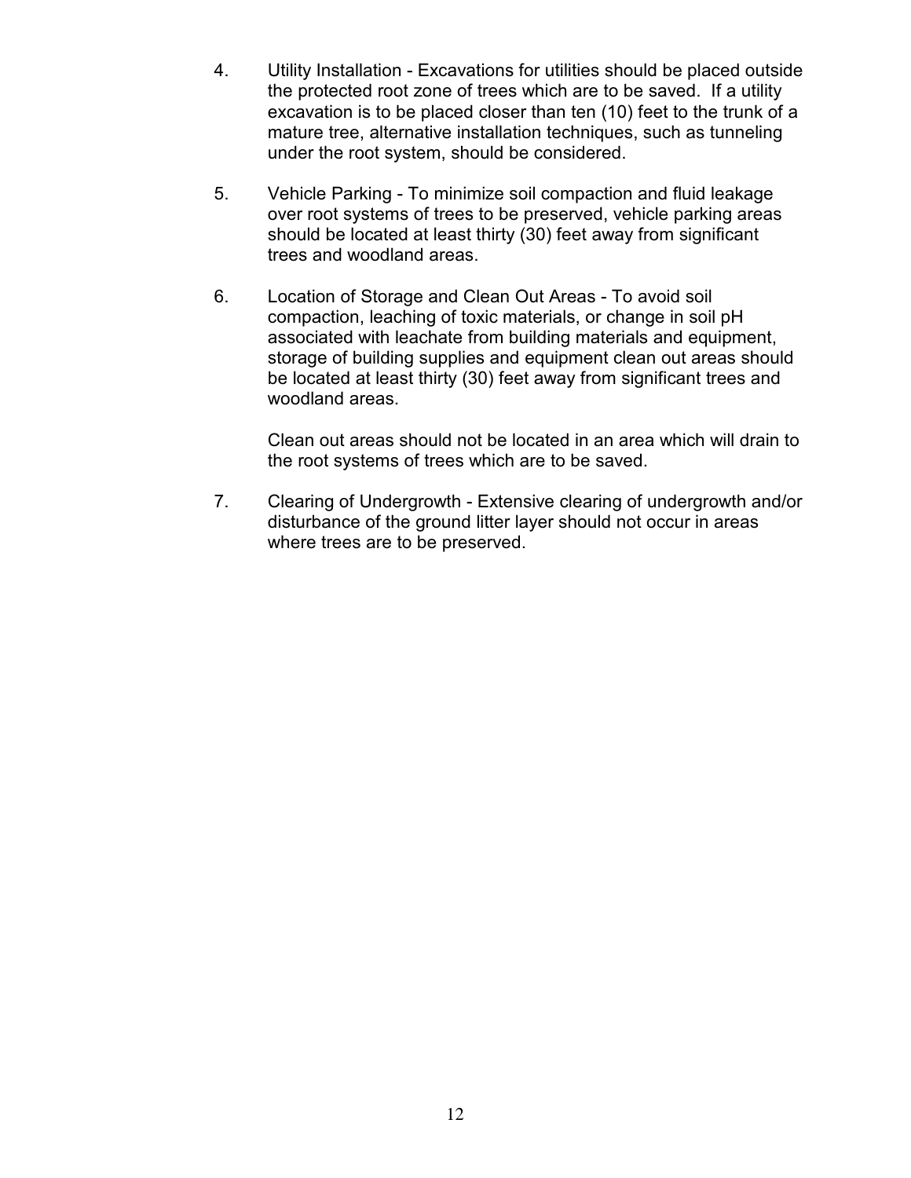4. Utility Installation - Excavations for utilities should be placed outside the protected root zone of trees which are to be saved. If a utility excavation is to be placed closer than ten (10) feet to the trunk of a mature tree, alternative installation techniques, such as tunneling under the root system, should be considered.

5. Vehicle Parking - To minimize soil compaction and fluid leakage over root systems of trees to be preserved, vehicle parking areas should be located at least thirty (30) feet away from significant trees and woodland areas.

6. Location of Storage and Clean Out Areas - To avoid soil compaction, leaching of toxic materials, or change in soil pH associated with leachate from building materials and equipment, storage of building supplies and equipment clean out areas should be located at least thirty (30) feet away from significant trees and woodland areas.

   Clean out areas should not be located in an area which will drain to the root systems of trees which are to be saved.

7. Clearing of Undergrowth - Extensive clearing of undergrowth and/or disturbance of the ground litter layer should not occur in areas where trees are to be preserved.